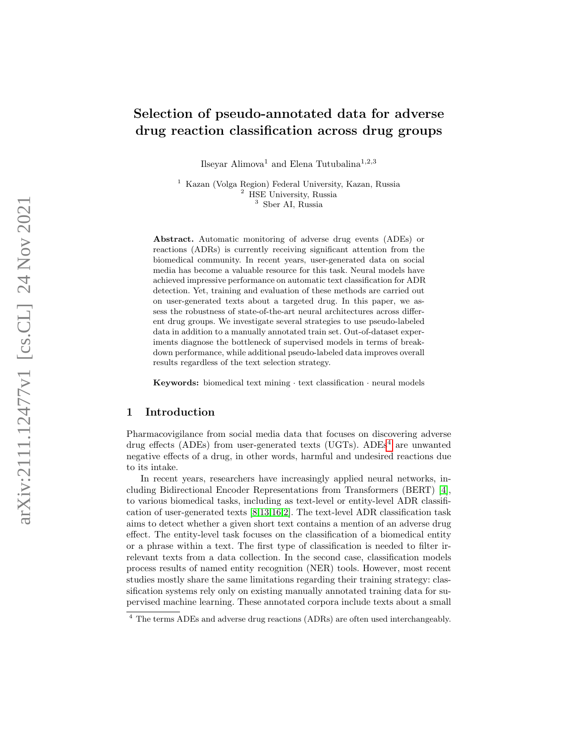# Selection of pseudo-annotated data for adverse drug reaction classification across drug groups

Ilseyar Alimova[1] and Elena Tutubalina[1,2,3]

[1] Kazan (Volga Region) Federal University, Kazan, Russia
[2] HSE University, Russia
[3] Sber AI, Russia

**Abstract.** Automatic monitoring of adverse drug events (ADEs) or reactions (ADRs) is currently receiving significant attention from the biomedical community. In recent years, user-generated data on social media has become a valuable resource for this task. Neural models have achieved impressive performance on automatic text classification for ADR detection. Yet, training and evaluation of these methods are carried out on user-generated texts about a targeted drug. In this paper, we assess the robustness of state-of-the-art neural architectures across different drug groups. We investigate several strategies to use pseudo-labeled data in addition to a manually annotated train set. Out-of-dataset experiments diagnose the bottleneck of supervised models in terms of breakdown performance, while additional pseudo-labeled data improves overall results regardless of the text selection strategy.

**Keywords:** biomedical text mining · text classification · neural models

## 1 Introduction

Pharmacovigilance from social media data that focuses on discovering adverse drug effects (ADEs) from user-generated texts (UGTs). ADEs[4] are unwanted negative effects of a drug, in other words, harmful and undesired reactions due to its intake.

In recent years, researchers have increasingly applied neural networks, including Bidirectional Encoder Representations from Transformers (BERT) [4], to various biomedical tasks, including as text-level or entity-level ADR classification of user-generated texts [8,13,16,2]. The text-level ADR classification task aims to detect whether a given short text contains a mention of an adverse drug effect. The entity-level task focuses on the classification of a biomedical entity or a phrase within a text. The first type of classification is needed to filter irrelevant texts from a data collection. In the second case, classification models process results of named entity recognition (NER) tools. However, most recent studies mostly share the same limitations regarding their training strategy: classification systems rely only on existing manually annotated training data for supervised machine learning. These annotated corpora include texts about a small

[4] The terms ADEs and adverse drug reactions (ADRs) are often used interchangeably.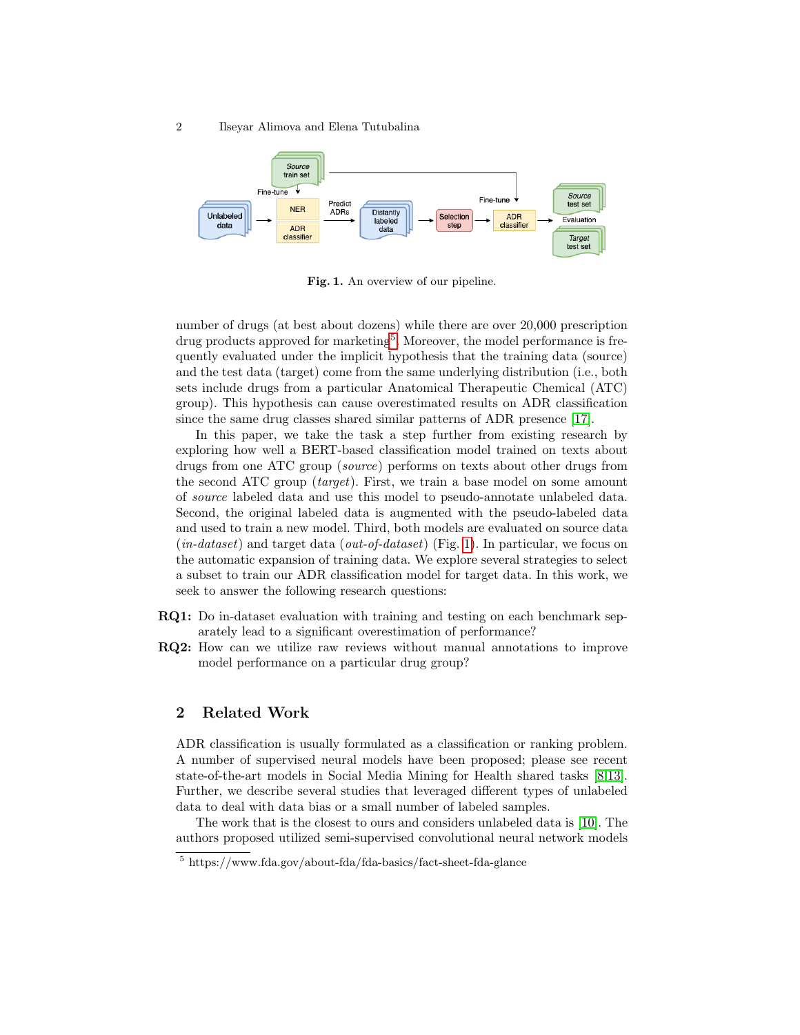Fig. 1. An overview of our pipeline.

number of drugs (at best about dozens) while there are over 20,000 prescription drug products approved for marketing[5]. Moreover, the model performance is frequently evaluated under the implicit hypothesis that the training data (source) and the test data (target) come from the same underlying distribution (i.e., both sets include drugs from a particular Anatomical Therapeutic Chemical (ATC) group). This hypothesis can cause overestimated results on ADR classification since the same drug classes shared similar patterns of ADR presence [17].

In this paper, we take the task a step further from existing research by exploring how well a BERT-based classification model trained on texts about drugs from one ATC group (*source*) performs on texts about other drugs from the second ATC group (*target*). First, we train a base model on some amount of *source* labeled data and use this model to pseudo-annotate unlabeled data. Second, the original labeled data is augmented with the pseudo-labeled data and used to train a new model. Third, both models are evaluated on source data (*in-dataset*) and target data (*out-of-dataset*) (Fig. 1). In particular, we focus on the automatic expansion of training data. We explore several strategies to select a subset to train our ADR classification model for target data. In this work, we seek to answer the following research questions:

**RQ1:** Do in-dataset evaluation with training and testing on each benchmark separately lead to a significant overestimation of performance?

**RQ2:** How can we utilize raw reviews without manual annotations to improve model performance on a particular drug group?

## 2 Related Work

ADR classification is usually formulated as a classification or ranking problem. A number of supervised neural models have been proposed; please see recent state-of-the-art models in Social Media Mining for Health shared tasks [8,13]. Further, we describe several studies that leveraged different types of unlabeled data to deal with data bias or a small number of labeled samples.

The work that is the closest to ours and considers unlabeled data is [10]. The authors proposed utilized semi-supervised convolutional neural network models

[5] https://www.fda.gov/about-fda/fda-basics/fact-sheet-fda-glance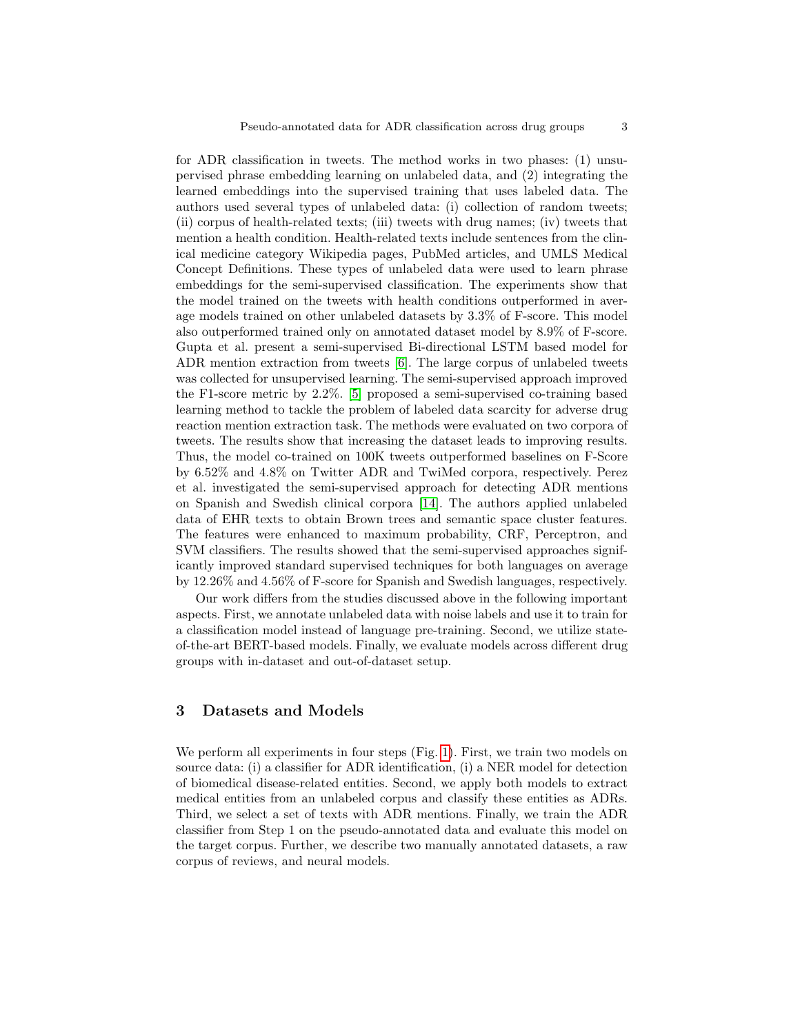for ADR classification in tweets. The method works in two phases: (1) unsupervised phrase embedding learning on unlabeled data, and (2) integrating the learned embeddings into the supervised training that uses labeled data. The authors used several types of unlabeled data: (i) collection of random tweets; (ii) corpus of health-related texts; (iii) tweets with drug names; (iv) tweets that mention a health condition. Health-related texts include sentences from the clinical medicine category Wikipedia pages, PubMed articles, and UMLS Medical Concept Definitions. These types of unlabeled data were used to learn phrase embeddings for the semi-supervised classification. The experiments show that the model trained on the tweets with health conditions outperformed in average models trained on other unlabeled datasets by 3.3% of F-score. This model also outperformed trained only on annotated dataset model by 8.9% of F-score. Gupta et al. present a semi-supervised Bi-directional LSTM based model for ADR mention extraction from tweets [6]. The large corpus of unlabeled tweets was collected for unsupervised learning. The semi-supervised approach improved the F1-score metric by 2.2%. [5] proposed a semi-supervised co-training based learning method to tackle the problem of labeled data scarcity for adverse drug reaction mention extraction task. The methods were evaluated on two corpora of tweets. The results show that increasing the dataset leads to improving results. Thus, the model co-trained on 100K tweets outperformed baselines on F-Score by 6.52% and 4.8% on Twitter ADR and TwiMed corpora, respectively. Perez et al. investigated the semi-supervised approach for detecting ADR mentions on Spanish and Swedish clinical corpora [14]. The authors applied unlabeled data of EHR texts to obtain Brown trees and semantic space cluster features. The features were enhanced to maximum probability, CRF, Perceptron, and SVM classifiers. The results showed that the semi-supervised approaches significantly improved standard supervised techniques for both languages on average by 12.26% and 4.56% of F-score for Spanish and Swedish languages, respectively.

Our work differs from the studies discussed above in the following important aspects. First, we annotate unlabeled data with noise labels and use it to train for a classification model instead of language pre-training. Second, we utilize state-of-the-art BERT-based models. Finally, we evaluate models across different drug groups with in-dataset and out-of-dataset setup.

## 3 Datasets and Models

We perform all experiments in four steps (Fig. 1). First, we train two models on source data: (i) a classifier for ADR identification, (i) a NER model for detection of biomedical disease-related entities. Second, we apply both models to extract medical entities from an unlabeled corpus and classify these entities as ADRs. Third, we select a set of texts with ADR mentions. Finally, we train the ADR classifier from Step 1 on the pseudo-annotated data and evaluate this model on the target corpus. Further, we describe two manually annotated datasets, a raw corpus of reviews, and neural models.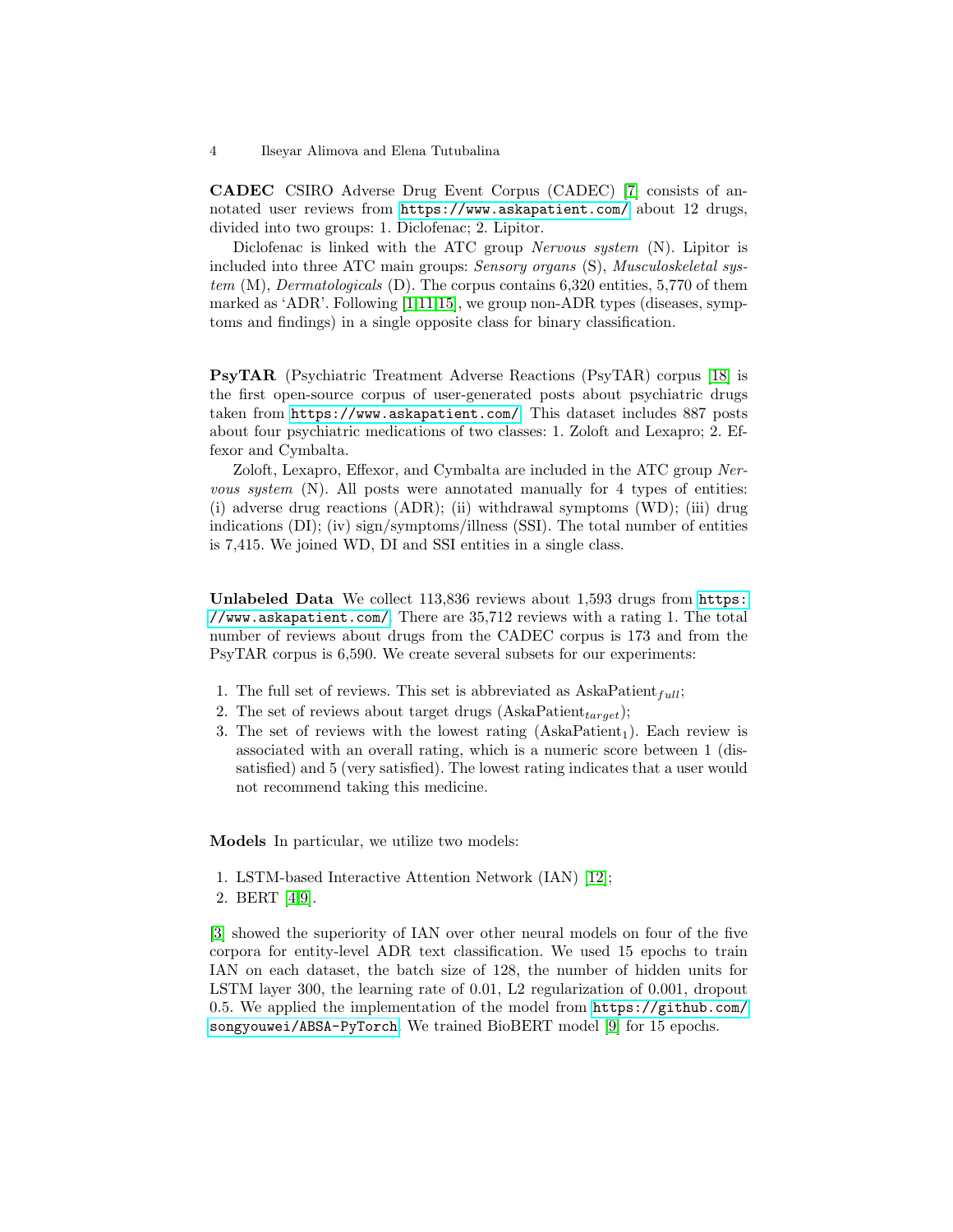**CADEC** CSIRO Adverse Drug Event Corpus (CADEC) [7] consists of annotated user reviews from https://www.askapatient.com/ about 12 drugs, divided into two groups: 1. Diclofenac; 2. Lipitor.

Diclofenac is linked with the ATC group *Nervous system* (N). Lipitor is included into three ATC main groups: *Sensory organs* (S), *Musculoskeletal system* (M), *Dermatologicals* (D). The corpus contains 6,320 entities, 5,770 of them marked as 'ADR'. Following [1,11,15], we group non-ADR types (diseases, symptoms and findings) in a single opposite class for binary classification.

**PsyTAR** (Psychiatric Treatment Adverse Reactions (PsyTAR) corpus [18] is the first open-source corpus of user-generated posts about psychiatric drugs taken from https://www.askapatient.com/. This dataset includes 887 posts about four psychiatric medications of two classes: 1. Zoloft and Lexapro; 2. Effexor and Cymbalta.

Zoloft, Lexapro, Effexor, and Cymbalta are included in the ATC group *Nervous system* (N). All posts were annotated manually for 4 types of entities: (i) adverse drug reactions (ADR); (ii) withdrawal symptoms (WD); (iii) drug indications (DI); (iv) sign/symptoms/illness (SSI). The total number of entities is 7,415. We joined WD, DI and SSI entities in a single class.

**Unlabeled Data** We collect 113,836 reviews about 1,593 drugs from https://www.askapatient.com/. There are 35,712 reviews with a rating 1. The total number of reviews about drugs from the CADEC corpus is 173 and from the PsyTAR corpus is 6,590. We create several subsets for our experiments:

1. The full set of reviews. This set is abbreviated as AskaPatient$_{full}$;
2. The set of reviews about target drugs (AskaPatient$_{target}$);
3. The set of reviews with the lowest rating (AskaPatient$_1$). Each review is associated with an overall rating, which is a numeric score between 1 (dissatisfied) and 5 (very satisfied). The lowest rating indicates that a user would not recommend taking this medicine.

**Models** In particular, we utilize two models:

1. LSTM-based Interactive Attention Network (IAN) [12];
2. BERT [4,9].

[3] showed the superiority of IAN over other neural models on four of the five corpora for entity-level ADR text classification. We used 15 epochs to train IAN on each dataset, the batch size of 128, the number of hidden units for LSTM layer 300, the learning rate of 0.01, L2 regularization of 0.001, dropout 0.5. We applied the implementation of the model from https://github.com/songyouwei/ABSA-PyTorch. We trained BioBERT model [9] for 15 epochs.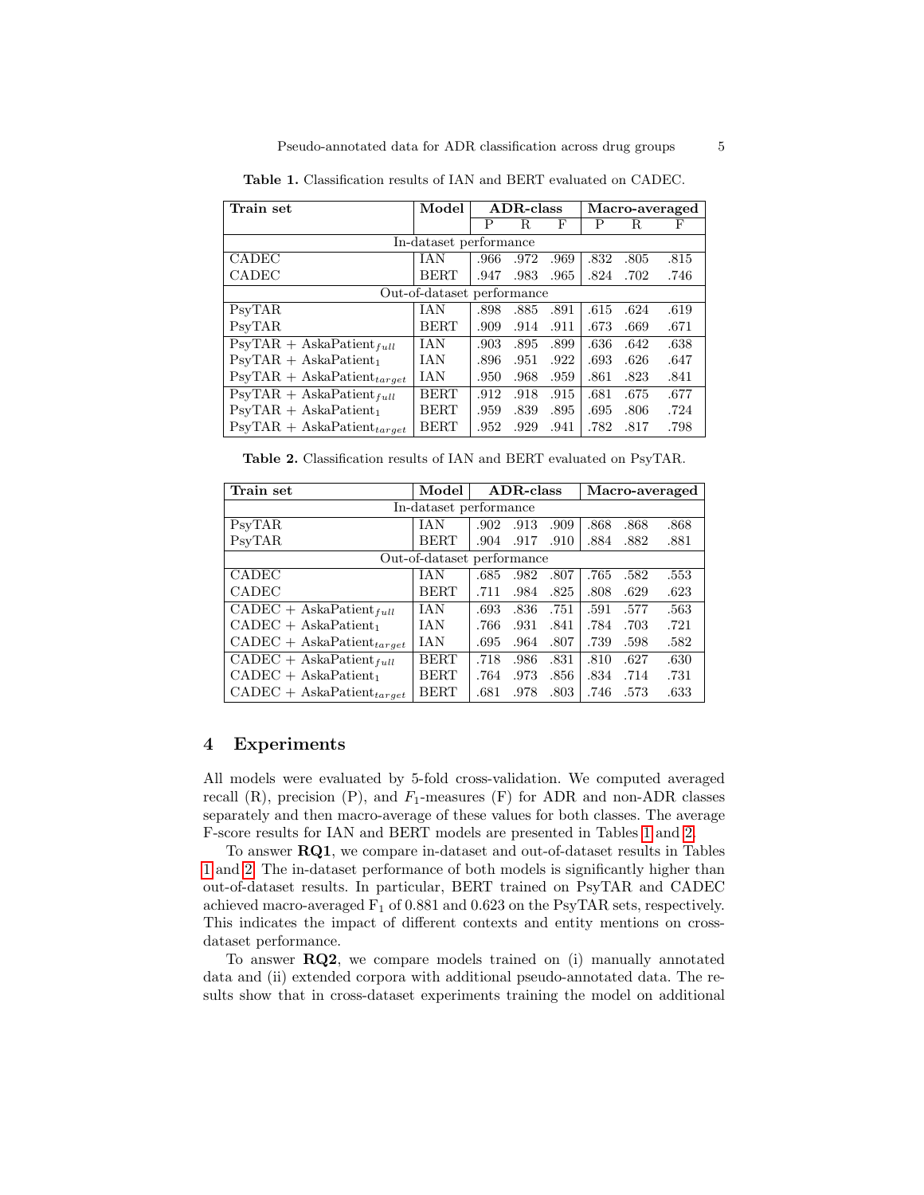**Table 1.** Classification results of IAN and BERT evaluated on CADEC.

| Train set | Model | ADR-class | | | Macro-averaged | | |
|---|---|---|---|---|---|---|---|
| | | P | R | F | P | R | F |
| In-dataset performance | | | | | | | |
| CADEC | IAN | .966 | .972 | .969 | .832 | .805 | .815 |
| CADEC | BERT | .947 | .983 | .965 | .824 | .702 | .746 |
| Out-of-dataset performance | | | | | | | |
| PsyTAR | IAN | .898 | .885 | .891 | .615 | .624 | .619 |
| PsyTAR | BERT | .909 | .914 | .911 | .673 | .669 | .671 |
| PsyTAR + $\text{AskaPatient}_{full}$ | IAN | .903 | .895 | .899 | .636 | .642 | .638 |
| PsyTAR + $\text{AskaPatient}_{1}$ | IAN | .896 | .951 | .922 | .693 | .626 | .647 |
| PsyTAR + $\text{AskaPatient}_{target}$ | IAN | .950 | .968 | .959 | .861 | .823 | .841 |
| PsyTAR + $\text{AskaPatient}_{full}$ | BERT | .912 | .918 | .915 | .681 | .675 | .677 |
| PsyTAR + $\text{AskaPatient}_{1}$ | BERT | .959 | .839 | .895 | .695 | .806 | .724 |
| PsyTAR + $\text{AskaPatient}_{target}$ | BERT | .952 | .929 | .941 | .782 | .817 | .798 |

**Table 2.** Classification results of IAN and BERT evaluated on PsyTAR.

| Train set | Model | ADR-class | | | Macro-averaged | | |
|---|---|---|---|---|---|---|---|
| | | P | R | F | P | R | F |
| In-dataset performance | | | | | | | |
| PsyTAR | IAN | .902 | .913 | .909 | .868 | .868 | .868 |
| PsyTAR | BERT | .904 | .917 | .910 | .884 | .882 | .881 |
| Out-of-dataset performance | | | | | | | |
| CADEC | IAN | .685 | .982 | .807 | .765 | .582 | .553 |
| CADEC | BERT | .711 | .984 | .825 | .808 | .629 | .623 |
| CADEC + $\text{AskaPatient}_{full}$ | IAN | .693 | .836 | .751 | .591 | .577 | .563 |
| CADEC + $\text{AskaPatient}_{1}$ | IAN | .766 | .931 | .841 | .784 | .703 | .721 |
| CADEC + $\text{AskaPatient}_{target}$ | IAN | .695 | .964 | .807 | .739 | .598 | .582 |
| CADEC + $\text{AskaPatient}_{full}$ | BERT | .718 | .986 | .831 | .810 | .627 | .630 |
| CADEC + $\text{AskaPatient}_{1}$ | BERT | .764 | .973 | .856 | .834 | .714 | .731 |
| CADEC + $\text{AskaPatient}_{target}$ | BERT | .681 | .978 | .803 | .746 | .573 | .633 |

## 4 Experiments

All models were evaluated by 5-fold cross-validation. We computed averaged recall (R), precision (P), and $F_1$-measures (F) for ADR and non-ADR classes separately and then macro-average of these values for both classes. The average F-score results for IAN and BERT models are presented in Tables 1 and 2.

To answer **RQ1**, we compare in-dataset and out-of-dataset results in Tables 1 and 2. The in-dataset performance of both models is significantly higher than out-of-dataset results. In particular, BERT trained on PsyTAR and CADEC achieved macro-averaged $F_1$ of 0.881 and 0.623 on the PsyTAR sets, respectively. This indicates the impact of different contexts and entity mentions on cross-dataset performance.

To answer **RQ2**, we compare models trained on (i) manually annotated data and (ii) extended corpora with additional pseudo-annotated data. The results show that in cross-dataset experiments training the model on additional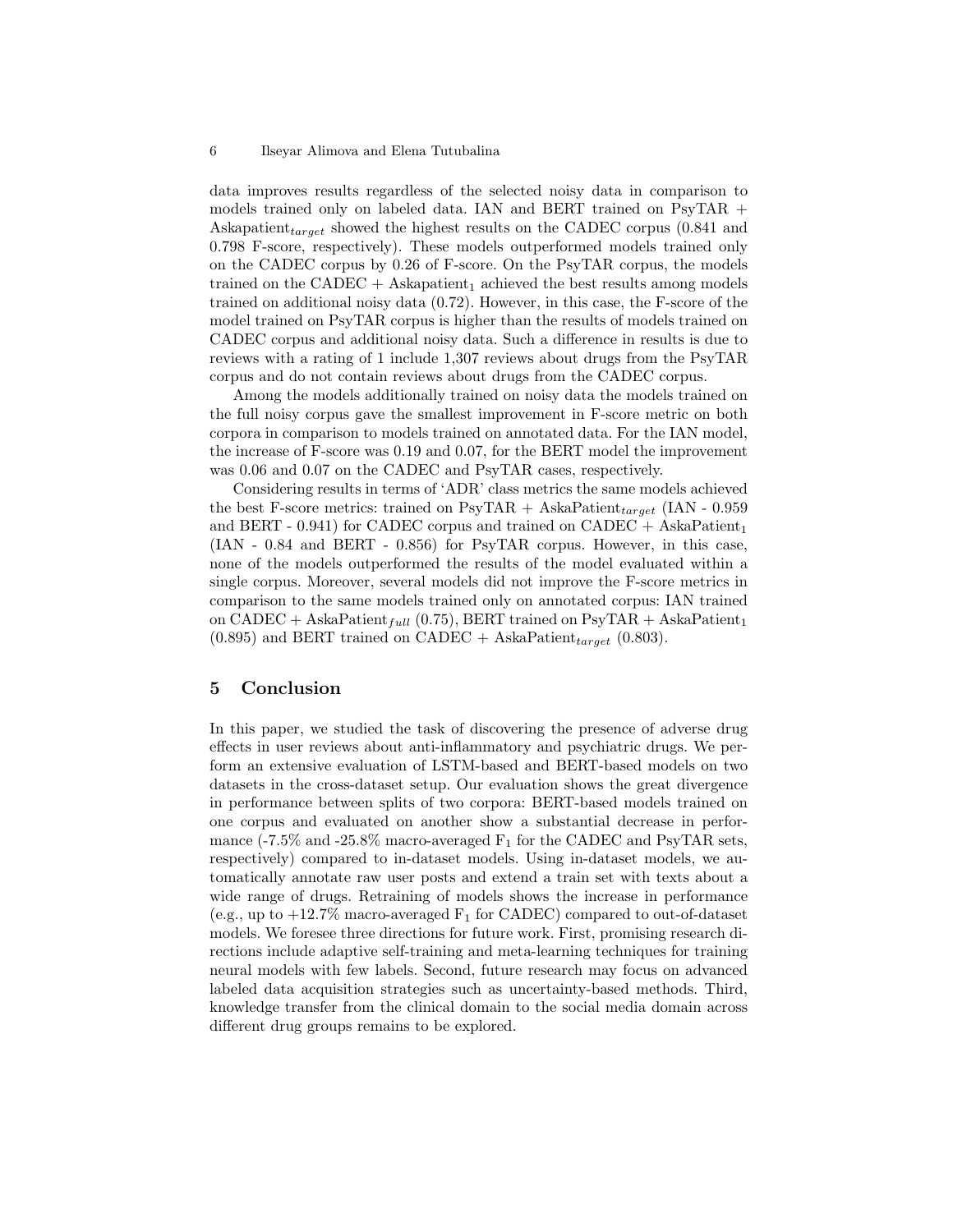data improves results regardless of the selected noisy data in comparison to models trained only on labeled data. IAN and BERT trained on PsyTAR + Askapatient$_{target}$ showed the highest results on the CADEC corpus (0.841 and 0.798 F-score, respectively). These models outperformed models trained only on the CADEC corpus by 0.26 of F-score. On the PsyTAR corpus, the models trained on the CADEC + Askapatient$_1$ achieved the best results among models trained on additional noisy data (0.72). However, in this case, the F-score of the model trained on PsyTAR corpus is higher than the results of models trained on CADEC corpus and additional noisy data. Such a difference in results is due to reviews with a rating of 1 include 1,307 reviews about drugs from the PsyTAR corpus and do not contain reviews about drugs from the CADEC corpus.

Among the models additionally trained on noisy data the models trained on the full noisy corpus gave the smallest improvement in F-score metric on both corpora in comparison to models trained on annotated data. For the IAN model, the increase of F-score was 0.19 and 0.07, for the BERT model the improvement was 0.06 and 0.07 on the CADEC and PsyTAR cases, respectively.

Considering results in terms of 'ADR' class metrics the same models achieved the best F-score metrics: trained on PsyTAR + AskaPatient$_{target}$ (IAN - 0.959 and BERT - 0.941) for CADEC corpus and trained on CADEC + AskaPatient$_1$ (IAN - 0.84 and BERT - 0.856) for PsyTAR corpus. However, in this case, none of the models outperformed the results of the model evaluated within a single corpus. Moreover, several models did not improve the F-score metrics in comparison to the same models trained only on annotated corpus: IAN trained on CADEC + AskaPatient$_{full}$ (0.75), BERT trained on PsyTAR + AskaPatient$_1$ (0.895) and BERT trained on CADEC + AskaPatient$_{target}$ (0.803).

## 5 Conclusion

In this paper, we studied the task of discovering the presence of adverse drug effects in user reviews about anti-inflammatory and psychiatric drugs. We perform an extensive evaluation of LSTM-based and BERT-based models on two datasets in the cross-dataset setup. Our evaluation shows the great divergence in performance between splits of two corpora: BERT-based models trained on one corpus and evaluated on another show a substantial decrease in performance (-7.5% and -25.8% macro-averaged $F_1$ for the CADEC and PsyTAR sets, respectively) compared to in-dataset models. Using in-dataset models, we automatically annotate raw user posts and extend a train set with texts about a wide range of drugs. Retraining of models shows the increase in performance (e.g., up to +12.7% macro-averaged $F_1$ for CADEC) compared to out-of-dataset models. We foresee three directions for future work. First, promising research directions include adaptive self-training and meta-learning techniques for training neural models with few labels. Second, future research may focus on advanced labeled data acquisition strategies such as uncertainty-based methods. Third, knowledge transfer from the clinical domain to the social media domain across different drug groups remains to be explored.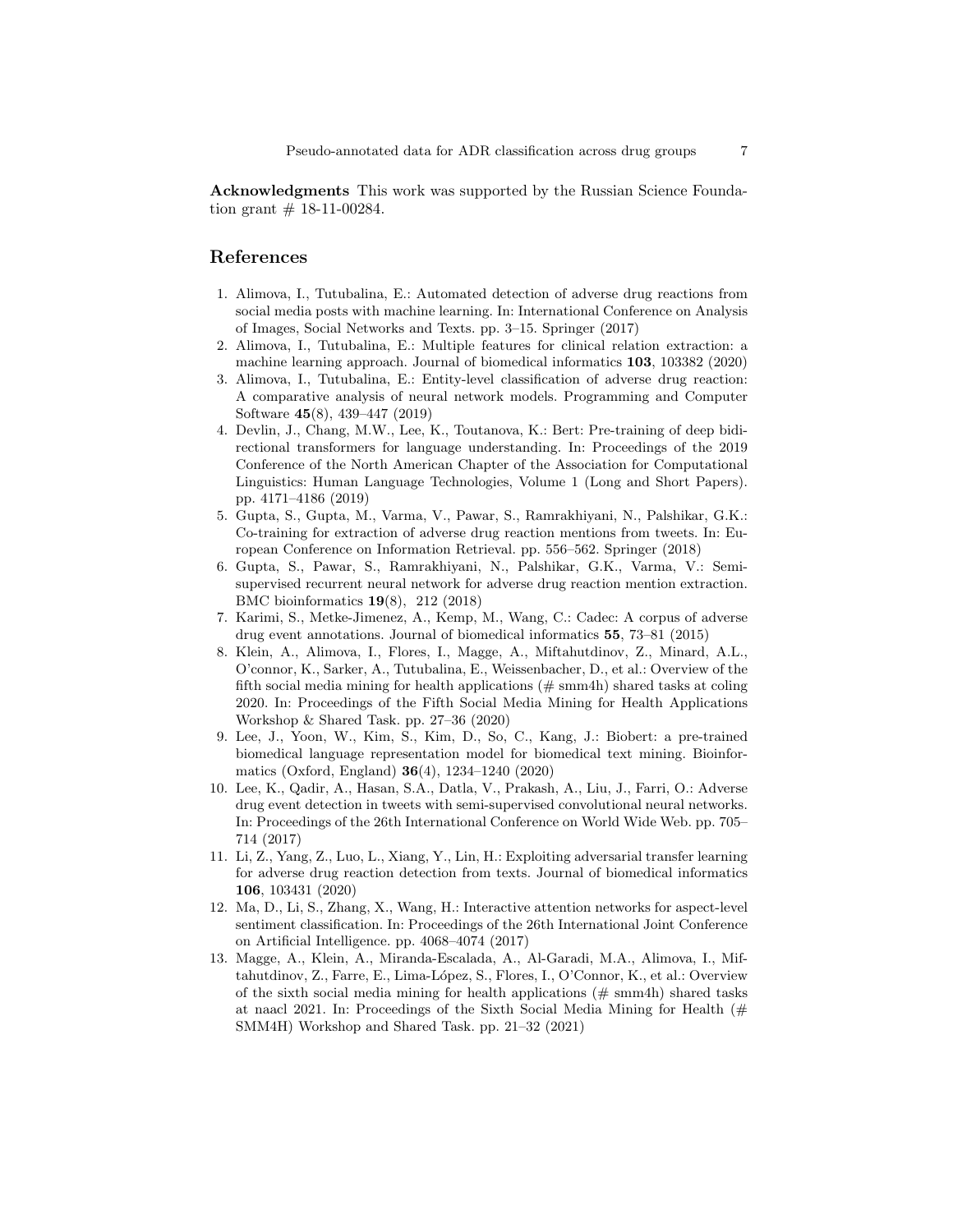**Acknowledgments** This work was supported by the Russian Science Foundation grant # 18-11-00284.

## References

1. Alimova, I., Tutubalina, E.: Automated detection of adverse drug reactions from social media posts with machine learning. In: International Conference on Analysis of Images, Social Networks and Texts. pp. 3–15. Springer (2017)
2. Alimova, I., Tutubalina, E.: Multiple features for clinical relation extraction: a machine learning approach. Journal of biomedical informatics **103**, 103382 (2020)
3. Alimova, I., Tutubalina, E.: Entity-level classification of adverse drug reaction: A comparative analysis of neural network models. Programming and Computer Software **45**(8), 439–447 (2019)
4. Devlin, J., Chang, M.W., Lee, K., Toutanova, K.: Bert: Pre-training of deep bidirectional transformers for language understanding. In: Proceedings of the 2019 Conference of the North American Chapter of the Association for Computational Linguistics: Human Language Technologies, Volume 1 (Long and Short Papers). pp. 4171–4186 (2019)
5. Gupta, S., Gupta, M., Varma, V., Pawar, S., Ramrakhiyani, N., Palshikar, G.K.: Co-training for extraction of adverse drug reaction mentions from tweets. In: European Conference on Information Retrieval. pp. 556–562. Springer (2018)
6. Gupta, S., Pawar, S., Ramrakhiyani, N., Palshikar, G.K., Varma, V.: Semi-supervised recurrent neural network for adverse drug reaction mention extraction. BMC bioinformatics **19**(8), 212 (2018)
7. Karimi, S., Metke-Jimenez, A., Kemp, M., Wang, C.: Cadec: A corpus of adverse drug event annotations. Journal of biomedical informatics **55**, 73–81 (2015)
8. Klein, A., Alimova, I., Flores, I., Magge, A., Miftahutdinov, Z., Minard, A.L., O'connor, K., Sarker, A., Tutubalina, E., Weissenbacher, D., et al.: Overview of the fifth social media mining for health applications (# smm4h) shared tasks at coling 2020. In: Proceedings of the Fifth Social Media Mining for Health Applications Workshop & Shared Task. pp. 27–36 (2020)
9. Lee, J., Yoon, W., Kim, S., Kim, D., So, C., Kang, J.: Biobert: a pre-trained biomedical language representation model for biomedical text mining. Bioinformatics (Oxford, England) **36**(4), 1234–1240 (2020)
10. Lee, K., Qadir, A., Hasan, S.A., Datla, V., Prakash, A., Liu, J., Farri, O.: Adverse drug event detection in tweets with semi-supervised convolutional neural networks. In: Proceedings of the 26th International Conference on World Wide Web. pp. 705–714 (2017)
11. Li, Z., Yang, Z., Luo, L., Xiang, Y., Lin, H.: Exploiting adversarial transfer learning for adverse drug reaction detection from texts. Journal of biomedical informatics **106**, 103431 (2020)
12. Ma, D., Li, S., Zhang, X., Wang, H.: Interactive attention networks for aspect-level sentiment classification. In: Proceedings of the 26th International Joint Conference on Artificial Intelligence. pp. 4068–4074 (2017)
13. Magge, A., Klein, A., Miranda-Escalada, A., Al-Garadi, M.A., Alimova, I., Miftahutdinov, Z., Farre, E., Lima-López, S., Flores, I., O'Connor, K., et al.: Overview of the sixth social media mining for health applications (# smm4h) shared tasks at naacl 2021. In: Proceedings of the Sixth Social Media Mining for Health (# SMM4H) Workshop and Shared Task. pp. 21–32 (2021)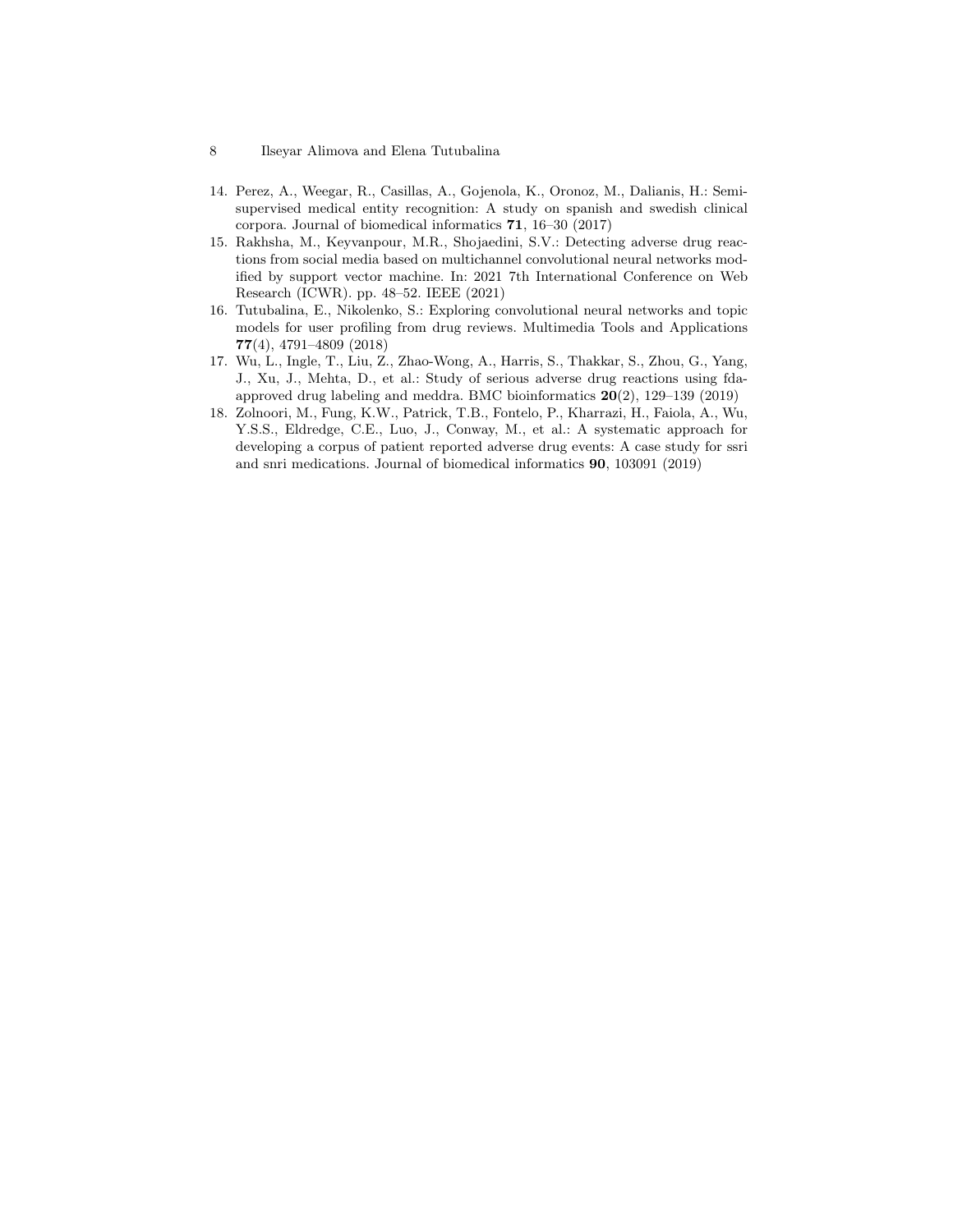14. Perez, A., Weegar, R., Casillas, A., Gojenola, K., Oronoz, M., Dalianis, H.: Semi-supervised medical entity recognition: A study on spanish and swedish clinical corpora. Journal of biomedical informatics **71**, 16–30 (2017)
15. Rakhsha, M., Keyvanpour, M.R., Shojaedini, S.V.: Detecting adverse drug reactions from social media based on multichannel convolutional neural networks modified by support vector machine. In: 2021 7th International Conference on Web Research (ICWR). pp. 48–52. IEEE (2021)
16. Tutubalina, E., Nikolenko, S.: Exploring convolutional neural networks and topic models for user profiling from drug reviews. Multimedia Tools and Applications **77**(4), 4791–4809 (2018)
17. Wu, L., Ingle, T., Liu, Z., Zhao-Wong, A., Harris, S., Thakkar, S., Zhou, G., Yang, J., Xu, J., Mehta, D., et al.: Study of serious adverse drug reactions using fda-approved drug labeling and meddra. BMC bioinformatics **20**(2), 129–139 (2019)
18. Zolnoori, M., Fung, K.W., Patrick, T.B., Fontelo, P., Kharrazi, H., Faiola, A., Wu, Y.S.S., Eldredge, C.E., Luo, J., Conway, M., et al.: A systematic approach for developing a corpus of patient reported adverse drug events: A case study for ssri and snri medications. Journal of biomedical informatics **90**, 103091 (2019)